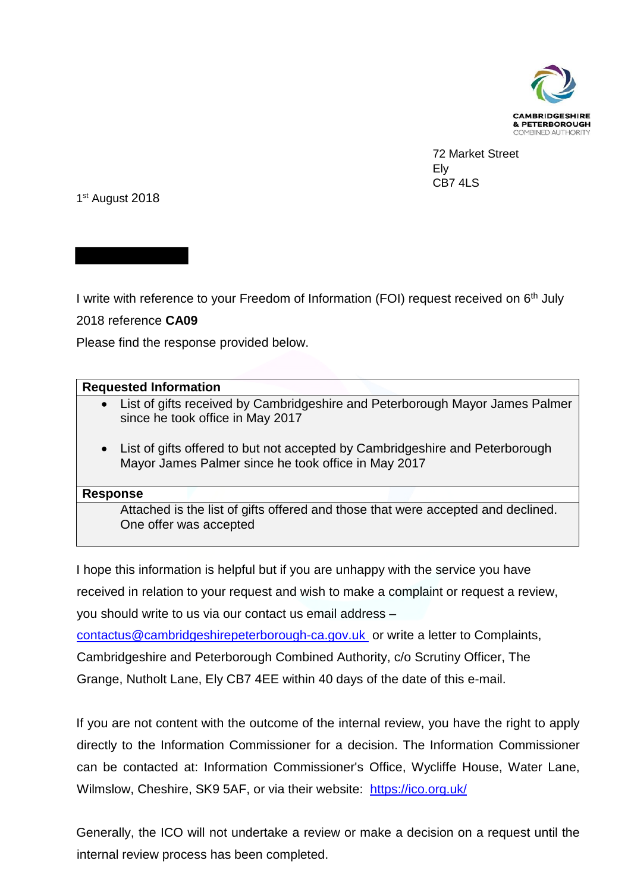CAMBRIDGESHIRE & PETERBOROUGH COMBINED AUTHORITY

72 Market Street
Ely
CB7 4LS

1st August 2018

I write with reference to your Freedom of Information (FOI) request received on 6th July 2018 reference **CA09**

Please find the response provided below.

| **Requested Information** |
|---|
| • List of gifts received by Cambridgeshire and Peterborough Mayor James Palmer since he took office in May 2017<br><br>• List of gifts offered to but not accepted by Cambridgeshire and Peterborough Mayor James Palmer since he took office in May 2017 |
| **Response** |
| Attached is the list of gifts offered and those that were accepted and declined. One offer was accepted |

I hope this information is helpful but if you are unhappy with the service you have received in relation to your request and wish to make a complaint or request a review, you should write to us via our contact us email address – contactus@cambridgeshirepeterborough-ca.gov.uk or write a letter to Complaints, Cambridgeshire and Peterborough Combined Authority, c/o Scrutiny Officer, The Grange, Nutholt Lane, Ely CB7 4EE within 40 days of the date of this e-mail.

If you are not content with the outcome of the internal review, you have the right to apply directly to the Information Commissioner for a decision. The Information Commissioner can be contacted at: Information Commissioner's Office, Wycliffe House, Water Lane, Wilmslow, Cheshire, SK9 5AF, or via their website: https://ico.org.uk/

Generally, the ICO will not undertake a review or make a decision on a request until the internal review process has been completed.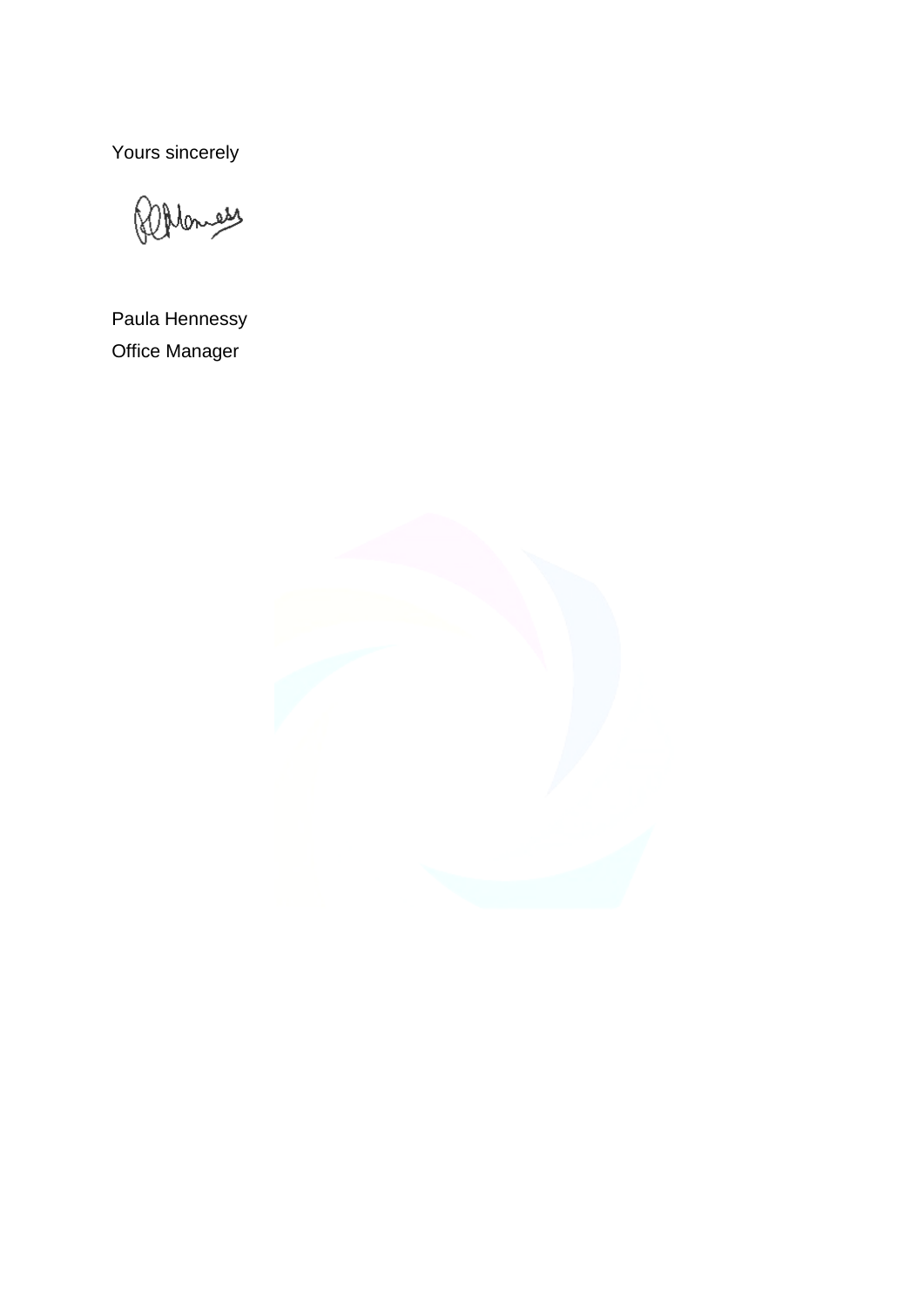Yours sincerely

Paula Hennessy
Office Manager